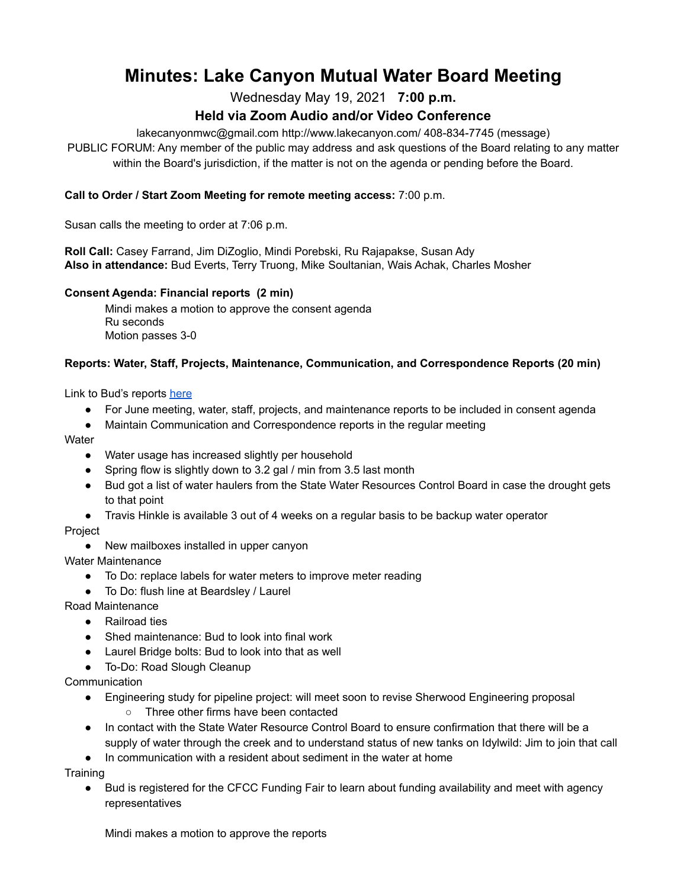# Minutes: Lake Canyon Mutual Water Board Meeting

Wednesday May 19, 2021 **7:00 p.m.**

### Held via Zoom Audio and/or Video Conference

lakecanyonmwc@gmail.com http://www.lakecanyon.com/ 408-834-7745 (message)

PUBLIC FORUM: Any member of the public may address and ask questions of the Board relating to any matter within the Board's jurisdiction, if the matter is not on the agenda or pending before the Board.

**Call to Order / Start Zoom Meeting for remote meeting access:** 7:00 p.m.

Susan calls the meeting to order at 7:06 p.m.

**Roll Call:** Casey Farrand, Jim DiZoglio, Mindi Porebski, Ru Rajapakse, Susan Ady
**Also in attendance:** Bud Everts, Terry Truong, Mike Soultanian, Wais Achak, Charles Mosher

**Consent Agenda: Financial reports (2 min)**

Mindi makes a motion to approve the consent agenda
Ru seconds
Motion passes 3-0

**Reports: Water, Staff, Projects, Maintenance, Communication, and Correspondence Reports (20 min)**

Link to Bud's reports here

- For June meeting, water, staff, projects, and maintenance reports to be included in consent agenda
- Maintain Communication and Correspondence reports in the regular meeting

Water

- Water usage has increased slightly per household
- Spring flow is slightly down to 3.2 gal / min from 3.5 last month
- Bud got a list of water haulers from the State Water Resources Control Board in case the drought gets to that point
- Travis Hinkle is available 3 out of 4 weeks on a regular basis to be backup water operator

Project

- New mailboxes installed in upper canyon

Water Maintenance

- To Do: replace labels for water meters to improve meter reading
- To Do: flush line at Beardsley / Laurel

Road Maintenance

- Railroad ties
- Shed maintenance: Bud to look into final work
- Laurel Bridge bolts: Bud to look into that as well
- To-Do: Road Slough Cleanup

Communication

- Engineering study for pipeline project: will meet soon to revise Sherwood Engineering proposal
  - Three other firms have been contacted
- In contact with the State Water Resource Control Board to ensure confirmation that there will be a supply of water through the creek and to understand status of new tanks on Idylwild: Jim to join that call
- In communication with a resident about sediment in the water at home

Training

- Bud is registered for the CFCC Funding Fair to learn about funding availability and meet with agency representatives

Mindi makes a motion to approve the reports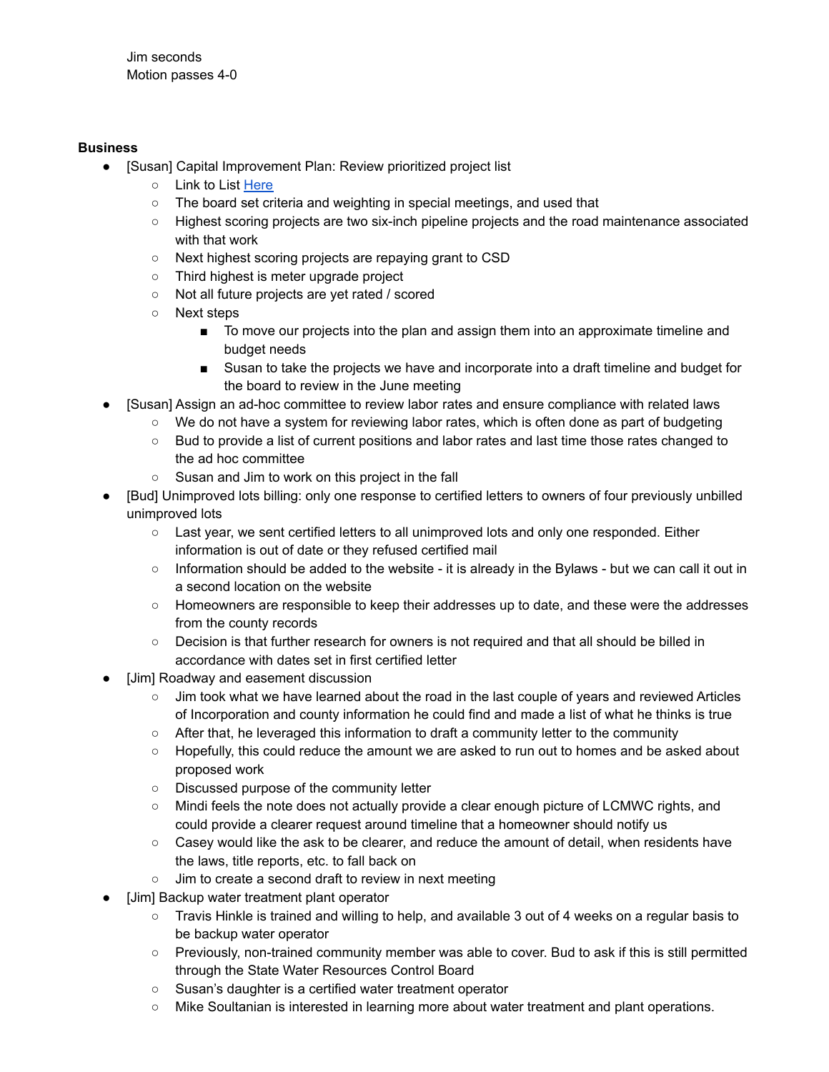Jim seconds
Motion passes 4-0

**Business**

- [Susan] Capital Improvement Plan: Review prioritized project list
    - Link to List Here
    - The board set criteria and weighting in special meetings, and used that
    - Highest scoring projects are two six-inch pipeline projects and the road maintenance associated with that work
    - Next highest scoring projects are repaying grant to CSD
    - Third highest is meter upgrade project
    - Not all future projects are yet rated / scored
    - Next steps
        - To move our projects into the plan and assign them into an approximate timeline and budget needs
        - Susan to take the projects we have and incorporate into a draft timeline and budget for the board to review in the June meeting
- [Susan] Assign an ad-hoc committee to review labor rates and ensure compliance with related laws
    - We do not have a system for reviewing labor rates, which is often done as part of budgeting
    - Bud to provide a list of current positions and labor rates and last time those rates changed to the ad hoc committee
    - Susan and Jim to work on this project in the fall
- [Bud] Unimproved lots billing: only one response to certified letters to owners of four previously unbilled unimproved lots
    - Last year, we sent certified letters to all unimproved lots and only one responded. Either information is out of date or they refused certified mail
    - Information should be added to the website - it is already in the Bylaws - but we can call it out in a second location on the website
    - Homeowners are responsible to keep their addresses up to date, and these were the addresses from the county records
    - Decision is that further research for owners is not required and that all should be billed in accordance with dates set in first certified letter
- [Jim] Roadway and easement discussion
    - Jim took what we have learned about the road in the last couple of years and reviewed Articles of Incorporation and county information he could find and made a list of what he thinks is true
    - After that, he leveraged this information to draft a community letter to the community
    - Hopefully, this could reduce the amount we are asked to run out to homes and be asked about proposed work
    - Discussed purpose of the community letter
    - Mindi feels the note does not actually provide a clear enough picture of LCMWC rights, and could provide a clearer request around timeline that a homeowner should notify us
    - Casey would like the ask to be clearer, and reduce the amount of detail, when residents have the laws, title reports, etc. to fall back on
    - Jim to create a second draft to review in next meeting
- [Jim] Backup water treatment plant operator
    - Travis Hinkle is trained and willing to help, and available 3 out of 4 weeks on a regular basis to be backup water operator
    - Previously, non-trained community member was able to cover. Bud to ask if this is still permitted through the State Water Resources Control Board
    - Susan's daughter is a certified water treatment operator
    - Mike Soultanian is interested in learning more about water treatment and plant operations.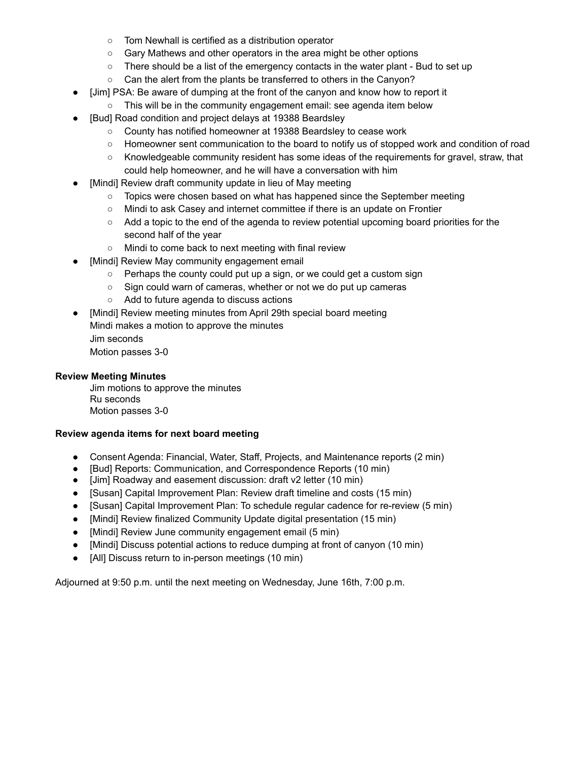- Tom Newhall is certified as a distribution operator
    - Gary Mathews and other operators in the area might be other options
    - There should be a list of the emergency contacts in the water plant - Bud to set up
    - Can the alert from the plants be transferred to others in the Canyon?
- [Jim] PSA: Be aware of dumping at the front of the canyon and know how to report it
    - This will be in the community engagement email: see agenda item below
- [Bud] Road condition and project delays at 19388 Beardsley
    - County has notified homeowner at 19388 Beardsley to cease work
    - Homeowner sent communication to the board to notify us of stopped work and condition of road
    - Knowledgeable community resident has some ideas of the requirements for gravel, straw, that could help homeowner, and he will have a conversation with him
- [Mindi] Review draft community update in lieu of May meeting
    - Topics were chosen based on what has happened since the September meeting
    - Mindi to ask Casey and internet committee if there is an update on Frontier
    - Add a topic to the end of the agenda to review potential upcoming board priorities for the second half of the year
    - Mindi to come back to next meeting with final review
- [Mindi] Review May community engagement email
    - Perhaps the county could put up a sign, or we could get a custom sign
    - Sign could warn of cameras, whether or not we do put up cameras
    - Add to future agenda to discuss actions
- [Mindi] Review meeting minutes from April 29th special board meeting
  Mindi makes a motion to approve the minutes
  Jim seconds
  Motion passes 3-0

**Review Meeting Minutes**

Jim motions to approve the minutes
Ru seconds
Motion passes 3-0

**Review agenda items for next board meeting**

- Consent Agenda: Financial, Water, Staff, Projects, and Maintenance reports (2 min)
- [Bud] Reports: Communication, and Correspondence Reports (10 min)
- [Jim] Roadway and easement discussion: draft v2 letter (10 min)
- [Susan] Capital Improvement Plan: Review draft timeline and costs (15 min)
- [Susan] Capital Improvement Plan: To schedule regular cadence for re-review (5 min)
- [Mindi] Review finalized Community Update digital presentation (15 min)
- [Mindi] Review June community engagement email (5 min)
- [Mindi] Discuss potential actions to reduce dumping at front of canyon (10 min)
- [All] Discuss return to in-person meetings (10 min)

Adjourned at 9:50 p.m. until the next meeting on Wednesday, June 16th, 7:00 p.m.